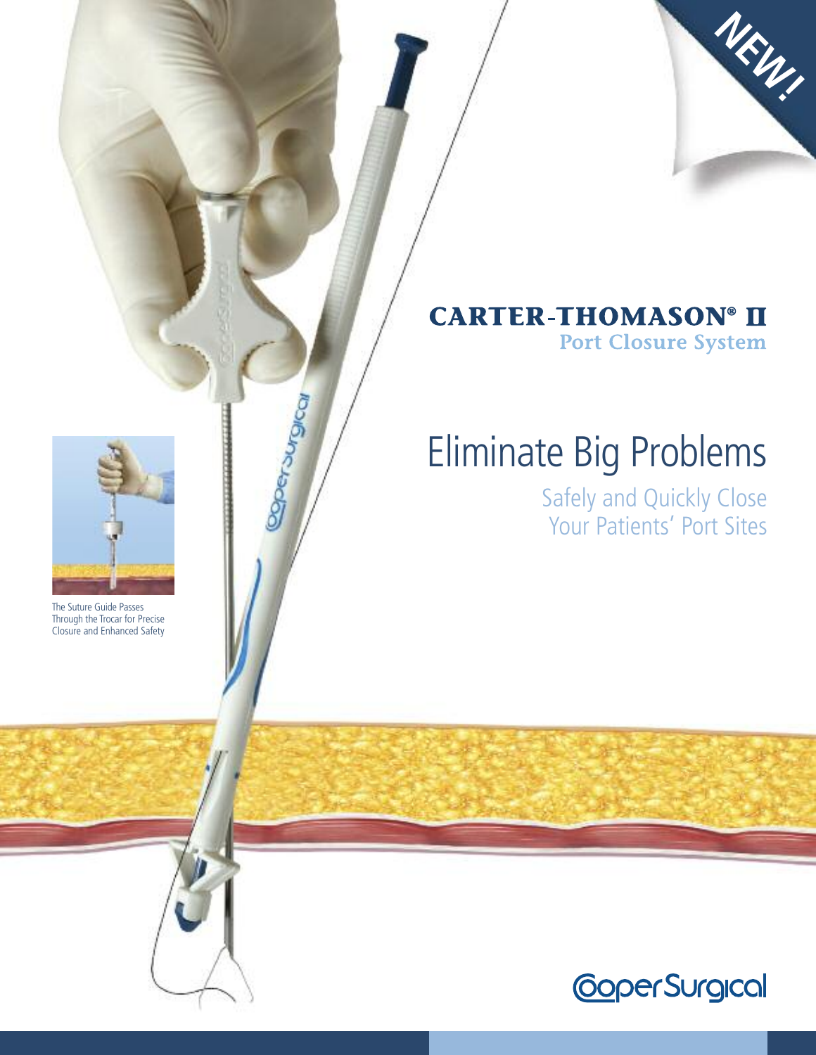NEW!

# CARTER-THOMASON® II

## Port Closure System

# Eliminate Big Problems

Safely and Quickly Close Your Patients' Port Sites

The Suture Guide Passes Through the Trocar for Precise Closure and Enhanced Safety

CooperSurgical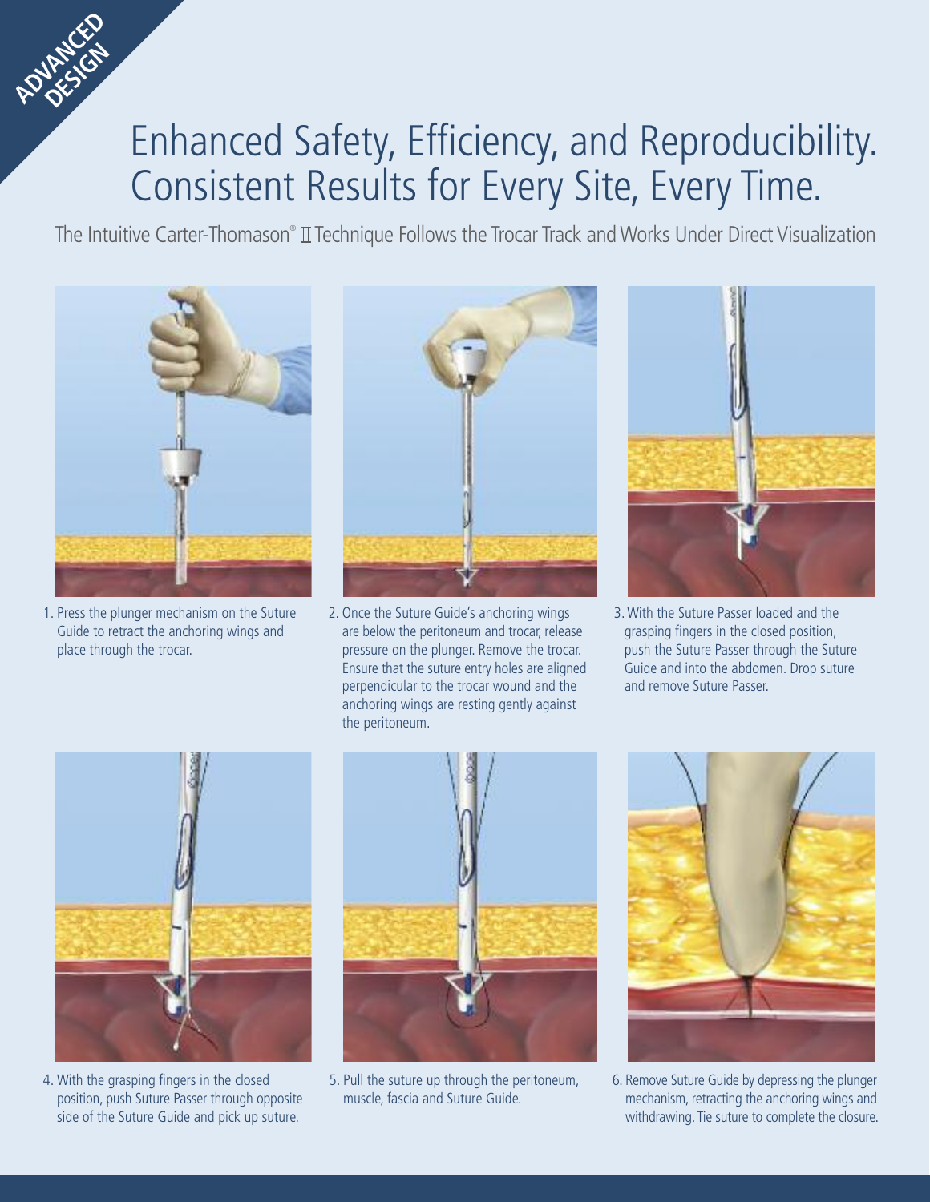ADVANCED DESIGN

# Enhanced Safety, Efficiency, and Reproducibility. Consistent Results for Every Site, Every Time.

The Intuitive Carter-Thomason® II Technique Follows the Trocar Track and Works Under Direct Visualization

1. Press the plunger mechanism on the Suture Guide to retract the anchoring wings and place through the trocar.

2. Once the Suture Guide's anchoring wings are below the peritoneum and trocar, release pressure on the plunger. Remove the trocar. Ensure that the suture entry holes are aligned perpendicular to the trocar wound and the anchoring wings are resting gently against the peritoneum.

3. With the Suture Passer loaded and the grasping fingers in the closed position, push the Suture Passer through the Suture Guide and into the abdomen. Drop suture and remove Suture Passer.

4. With the grasping fingers in the closed position, push Suture Passer through opposite side of the Suture Guide and pick up suture.

5. Pull the suture up through the peritoneum, muscle, fascia and Suture Guide.

6. Remove Suture Guide by depressing the plunger mechanism, retracting the anchoring wings and withdrawing. Tie suture to complete the closure.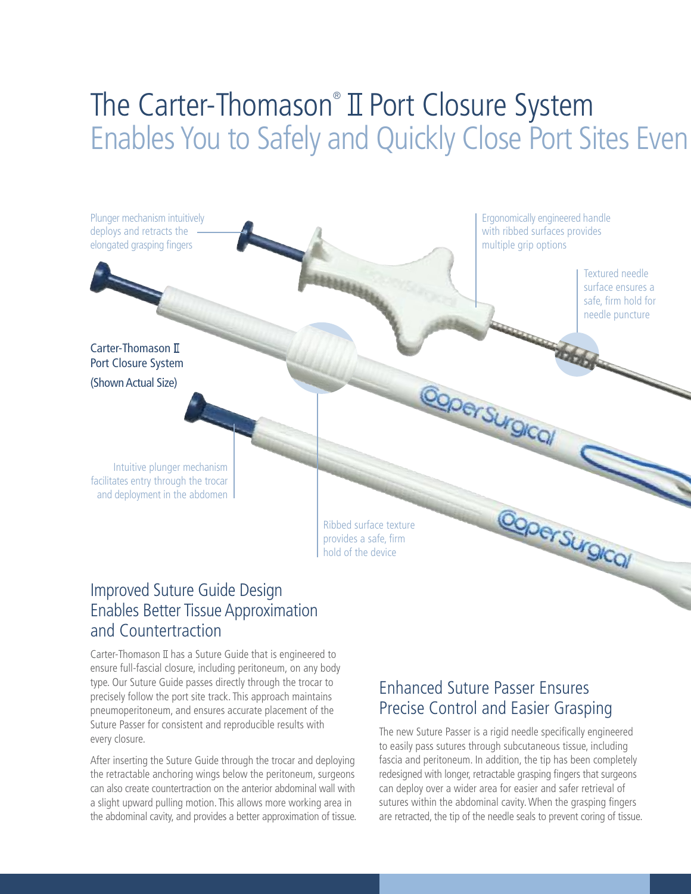# The Carter-Thomason® II Port Closure System Enables You to Safely and Quickly Close Port Sites Even

Plunger mechanism intuitively deploys and retracts the elongated grasping fingers

Ergonomically engineered handle with ribbed surfaces provides multiple grip options

Textured needle surface ensures a safe, firm hold for needle puncture

Carter-Thomason II Port Closure System (Shown Actual Size)

Intuitive plunger mechanism facilitates entry through the trocar and deployment in the abdomen

Ribbed surface texture provides a safe, firm hold of the device

## Improved Suture Guide Design Enables Better Tissue Approximation and Countertraction

Carter-Thomason II has a Suture Guide that is engineered to ensure full-fascial closure, including peritoneum, on any body type. Our Suture Guide passes directly through the trocar to precisely follow the port site track. This approach maintains pneumoperitoneum, and ensures accurate placement of the Suture Passer for consistent and reproducible results with every closure.

After inserting the Suture Guide through the trocar and deploying the retractable anchoring wings below the peritoneum, surgeons can also create countertraction on the anterior abdominal wall with a slight upward pulling motion. This allows more working area in the abdominal cavity, and provides a better approximation of tissue.

## Enhanced Suture Passer Ensures Precise Control and Easier Grasping

The new Suture Passer is a rigid needle specifically engineered to easily pass sutures through subcutaneous tissue, including fascia and peritoneum. In addition, the tip has been completely redesigned with longer, retractable grasping fingers that surgeons can deploy over a wider area for easier and safer retrieval of sutures within the abdominal cavity. When the grasping fingers are retracted, the tip of the needle seals to prevent coring of tissue.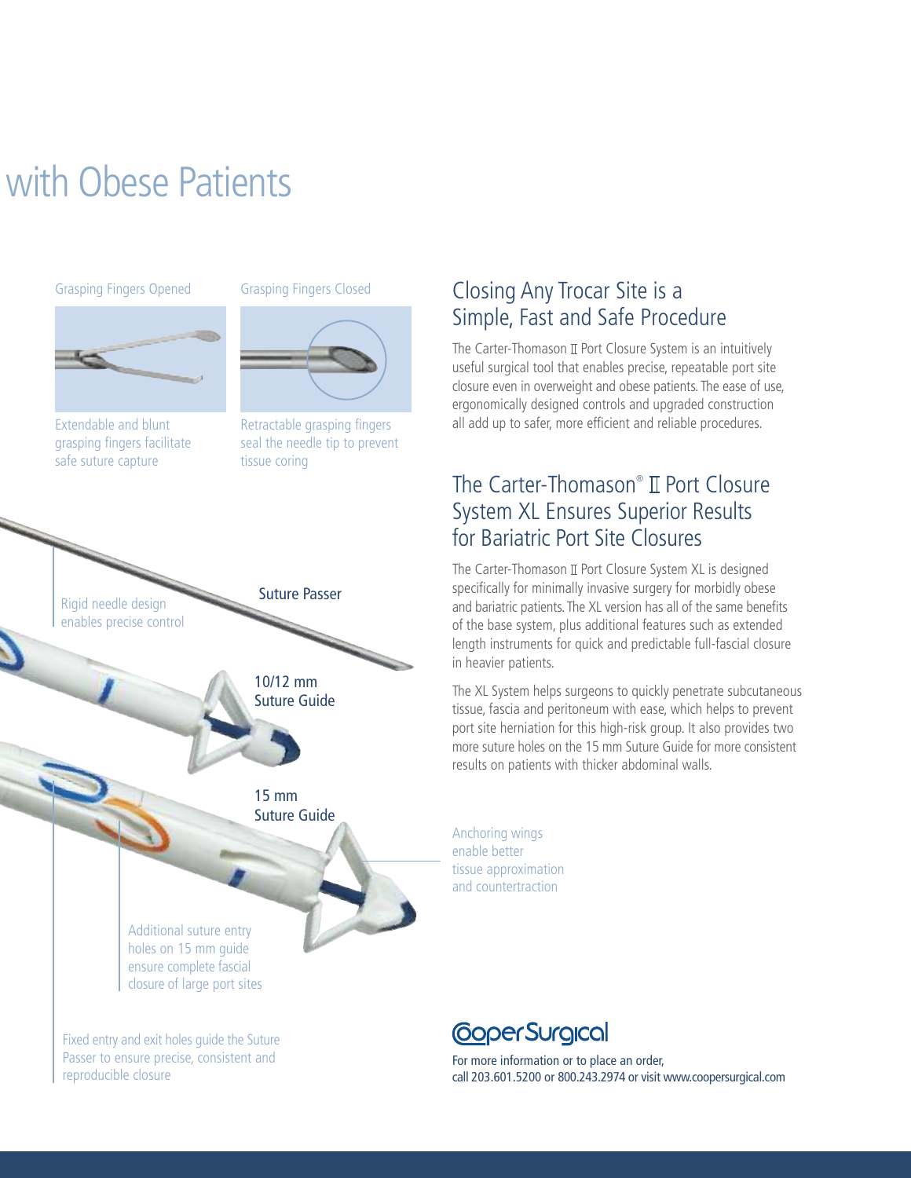# with Obese Patients

Grasping Fingers Opened

Extendable and blunt grasping fingers facilitate safe suture capture

Grasping Fingers Closed

Retractable grasping fingers seal the needle tip to prevent tissue coring

Rigid needle design enables precise control

Suture Passer

10/12 mm Suture Guide

15 mm Suture Guide

Additional suture entry holes on 15 mm guide ensure complete fascial closure of large port sites

Fixed entry and exit holes guide the Suture Passer to ensure precise, consistent and reproducible closure

## Closing Any Trocar Site is a Simple, Fast and Safe Procedure

The Carter-Thomason II Port Closure System is an intuitively useful surgical tool that enables precise, repeatable port site closure even in overweight and obese patients. The ease of use, ergonomically designed controls and upgraded construction all add up to safer, more efficient and reliable procedures.

## The Carter-Thomason® II Port Closure System XL Ensures Superior Results for Bariatric Port Site Closures

The Carter-Thomason II Port Closure System XL is designed specifically for minimally invasive surgery for morbidly obese and bariatric patients. The XL version has all of the same benefits of the base system, plus additional features such as extended length instruments for quick and predictable full-fascial closure in heavier patients.

The XL System helps surgeons to quickly penetrate subcutaneous tissue, fascia and peritoneum with ease, which helps to prevent port site herniation for this high-risk group. It also provides two more suture holes on the 15 mm Suture Guide for more consistent results on patients with thicker abdominal walls.

Anchoring wings enable better tissue approximation and countertraction

CooperSurgical

For more information or to place an order, call 203.601.5200 or 800.243.2974 or visit www.coopersurgical.com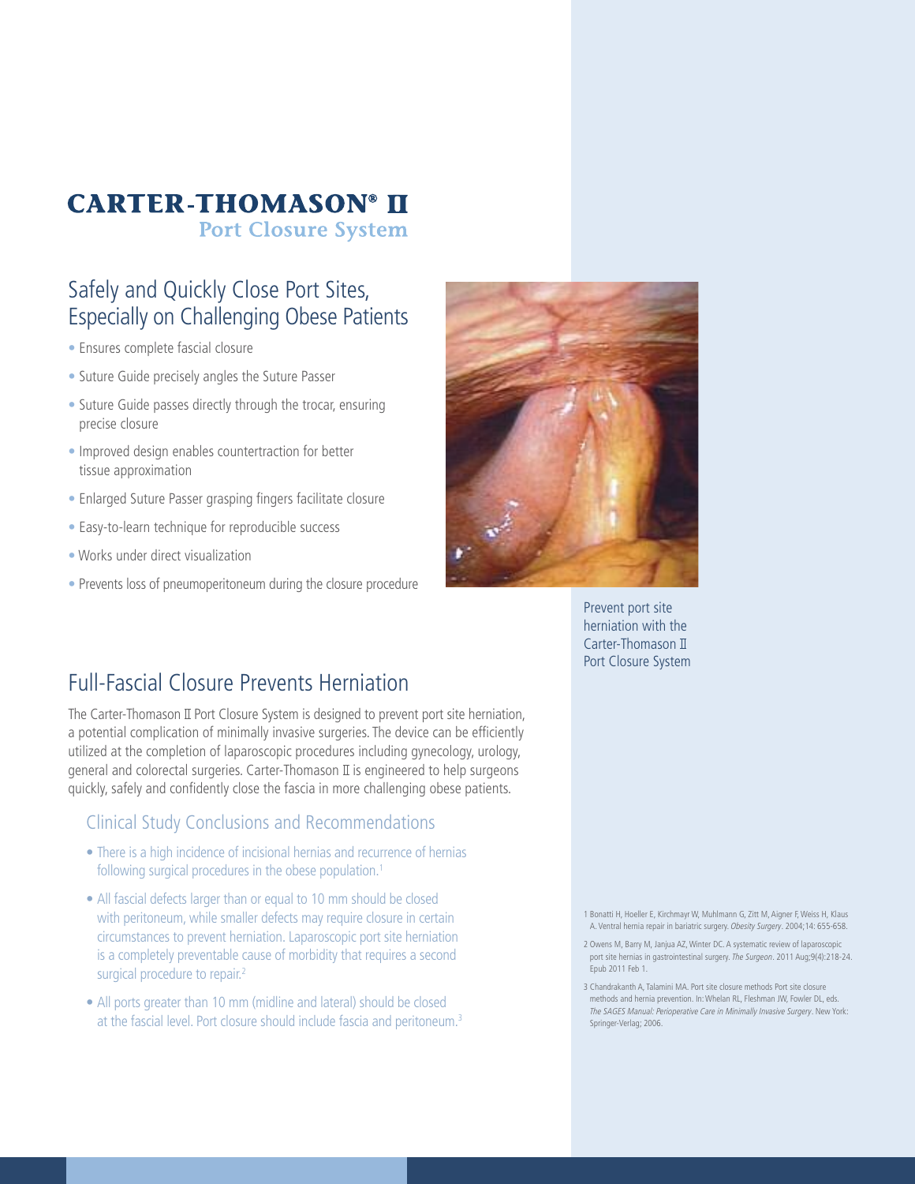# CARTER-THOMASON® II

## Port Closure System

## Safely and Quickly Close Port Sites, Especially on Challenging Obese Patients

- Ensures complete fascial closure
- Suture Guide precisely angles the Suture Passer
- Suture Guide passes directly through the trocar, ensuring precise closure
- Improved design enables countertraction for better tissue approximation
- Enlarged Suture Passer grasping fingers facilitate closure
- Easy-to-learn technique for reproducible success
- Works under direct visualization
- Prevents loss of pneumoperitoneum during the closure procedure

Prevent port site herniation with the Carter-Thomason II Port Closure System

## Full-Fascial Closure Prevents Herniation

The Carter-Thomason II Port Closure System is designed to prevent port site herniation, a potential complication of minimally invasive surgeries. The device can be efficiently utilized at the completion of laparoscopic procedures including gynecology, urology, general and colorectal surgeries. Carter-Thomason II is engineered to help surgeons quickly, safely and confidently close the fascia in more challenging obese patients.

### Clinical Study Conclusions and Recommendations

- There is a high incidence of incisional hernias and recurrence of hernias following surgical procedures in the obese population.[1]
- All fascial defects larger than or equal to 10 mm should be closed with peritoneum, while smaller defects may require closure in certain circumstances to prevent herniation. Laparoscopic port site herniation is a completely preventable cause of morbidity that requires a second surgical procedure to repair.[2]
- All ports greater than 10 mm (midline and lateral) should be closed at the fascial level. Port closure should include fascia and peritoneum.[3]

1 Bonatti H, Hoeller E, Kirchmayr W, Muhlmann G, Zitt M, Aigner F, Weiss H, Klaus A. Ventral hernia repair in bariatric surgery. *Obesity Surgery*. 2004;14: 655-658.

2 Owens M, Barry M, Janjua AZ, Winter DC. A systematic review of laparoscopic port site hernias in gastrointestinal surgery. *The Surgeon*. 2011 Aug;9(4):218-24. Epub 2011 Feb 1.

3 Chandrakanth A, Talamini MA. Port site closure methods Port site closure methods and hernia prevention. In: Whelan RL, Fleshman JW, Fowler DL, eds. *The SAGES Manual: Perioperative Care in Minimally Invasive Surgery*. New York: Springer-Verlag; 2006.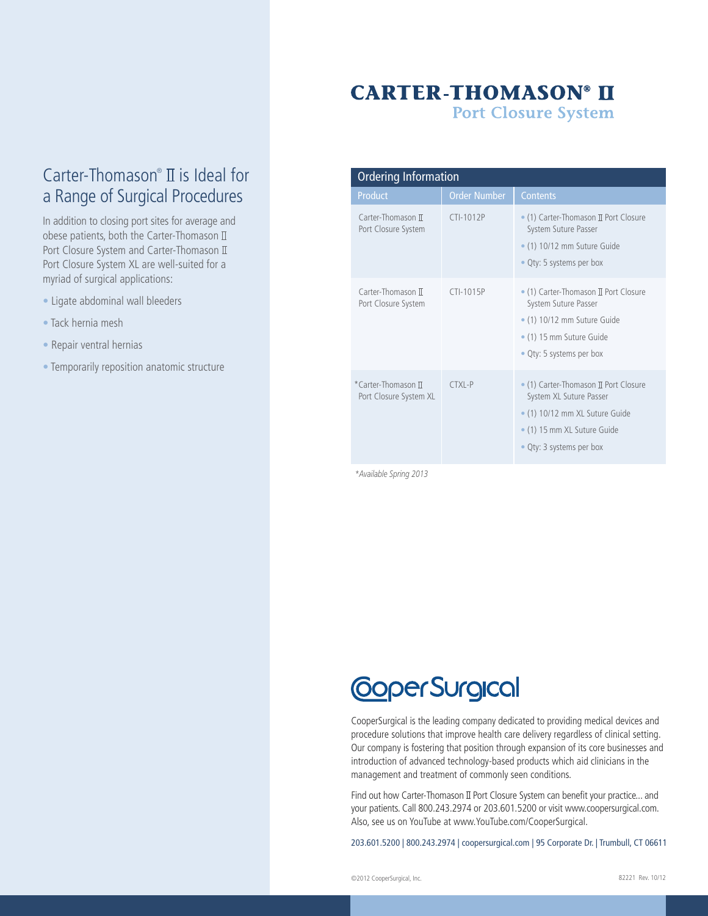## Carter-Thomason® II is Ideal for a Range of Surgical Procedures

In addition to closing port sites for average and obese patients, both the Carter-Thomason II Port Closure System and Carter-Thomason II Port Closure System XL are well-suited for a myriad of surgical applications:

- Ligate abdominal wall bleeders
- Tack hernia mesh
- Repair ventral hernias
- Temporarily reposition anatomic structure

# CARTER-THOMASON® II
## Port Closure System

### Ordering Information

| Product | Order Number | Contents |
|---|---|---|
| Carter-Thomason II Port Closure System | CTI-1012P | • (1) Carter-Thomason II Port Closure System Suture Passer<br>• (1) 10/12 mm Suture Guide<br>• Qty: 5 systems per box |
| Carter-Thomason II Port Closure System | CTI-1015P | • (1) Carter-Thomason II Port Closure System Suture Passer<br>• (1) 10/12 mm Suture Guide<br>• (1) 15 mm Suture Guide<br>• Qty: 5 systems per box |
| *Carter-Thomason II Port Closure System XL | CTXL-P | • (1) Carter-Thomason II Port Closure System XL Suture Passer<br>• (1) 10/12 mm XL Suture Guide<br>• (1) 15 mm XL Suture Guide<br>• Qty: 3 systems per box |

*\*Available Spring 2013*

## CooperSurgical

CooperSurgical is the leading company dedicated to providing medical devices and procedure solutions that improve health care delivery regardless of clinical setting. Our company is fostering that position through expansion of its core businesses and introduction of advanced technology-based products which aid clinicians in the management and treatment of commonly seen conditions.

Find out how Carter-Thomason II Port Closure System can benefit your practice... and your patients. Call 800.243.2974 or 203.601.5200 or visit www.coopersurgical.com. Also, see us on YouTube at www.YouTube.com/CooperSurgical.

203.601.5200 | 800.243.2974 | coopersurgical.com | 95 Corporate Dr. | Trumbull, CT 06611

©2012 CooperSurgical, Inc.

82221 Rev. 10/12